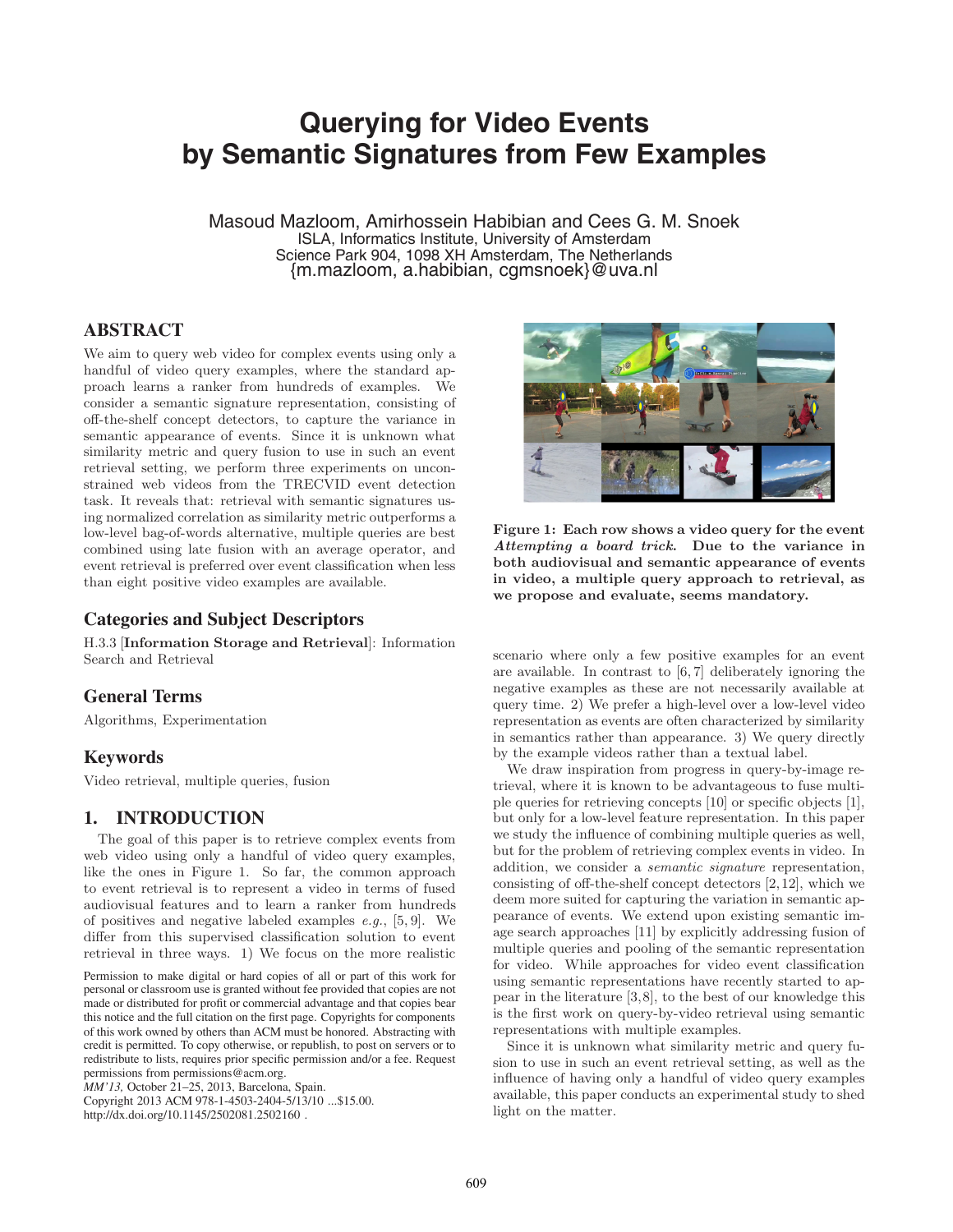# Querying for Video Events by Semantic Signatures from Few Examples

Masoud Mazloom, Amirhossein Habibian and Cees G. M. Snoek
ISLA, Informatics Institute, University of Amsterdam
Science Park 904, 1098 XH Amsterdam, The Netherlands
{m.mazloom, a.habibian, cgmsnoek}@uva.nl

## ABSTRACT

We aim to query web video for complex events using only a handful of video query examples, where the standard approach learns a ranker from hundreds of examples. We consider a semantic signature representation, consisting of off-the-shelf concept detectors, to capture the variance in semantic appearance of events. Since it is unknown what similarity metric and query fusion to use in such an event retrieval setting, we perform three experiments on unconstrained web videos from the TRECVID event detection task. It reveals that: retrieval with semantic signatures using normalized correlation as similarity metric outperforms a low-level bag-of-words alternative, multiple queries are best combined using late fusion with an average operator, and event retrieval is preferred over event classification when less than eight positive video examples are available.

## Categories and Subject Descriptors

H.3.3 [**Information Storage and Retrieval**]: Information Search and Retrieval

## General Terms

Algorithms, Experimentation

## Keywords

Video retrieval, multiple queries, fusion

## 1. INTRODUCTION

The goal of this paper is to retrieve complex events from web video using only a handful of video query examples, like the ones in Figure 1. So far, the common approach to event retrieval is to represent a video in terms of fused audiovisual features and to learn a ranker from hundreds of positives and negative labeled examples *e.g.*, [5, 9]. We differ from this supervised classification solution to event retrieval in three ways. 1) We focus on the more realistic scenario where only a few positive examples for an event are available. In contrast to [6, 7] deliberately ignoring the negative examples as these are not necessarily available at query time. 2) We prefer a high-level over a low-level video representation as events are often characterized by similarity in semantics rather than appearance. 3) We query directly by the example videos rather than a textual label.

**Figure 1: Each row shows a video query for the event *Attempting a board trick.* Due to the variance in both audiovisual and semantic appearance of events in video, a multiple query approach to retrieval, as we propose and evaluate, seems mandatory.**

We draw inspiration from progress in query-by-image retrieval, where it is known to be advantageous to fuse multiple queries for retrieving concepts [10] or specific objects [1], but only for a low-level feature representation. In this paper we study the influence of combining multiple queries as well, but for the problem of retrieving complex events in video. In addition, we consider a *semantic signature* representation, consisting of off-the-shelf concept detectors [2, 12], which we deem more suited for capturing the variation in semantic appearance of events. We extend upon existing semantic image search approaches [11] by explicitly addressing fusion of multiple queries and pooling of the semantic representation for video. While approaches for video event classification using semantic representations have recently started to appear in the literature [3, 8], to the best of our knowledge this is the first work on query-by-video retrieval using semantic representations with multiple examples.

Since it is unknown what similarity metric and query fusion to use in such an event retrieval setting, as well as the influence of having only a handful of video query examples available, this paper conducts an experimental study to shed light on the matter.

Permission to make digital or hard copies of all or part of this work for personal or classroom use is granted without fee provided that copies are not made or distributed for profit or commercial advantage and that copies bear this notice and the full citation on the first page. Copyrights for components of this work owned by others than ACM must be honored. Abstracting with credit is permitted. To copy otherwise, or republish, to post on servers or to redistribute to lists, requires prior specific permission and/or a fee. Request permissions from permissions@acm.org.
*MM'13,* October 21–25, 2013, Barcelona, Spain.
Copyright 2013 ACM 978-1-4503-2404-5/13/10 ...$15.00.
http://dx.doi.org/10.1145/2502081.2502160 .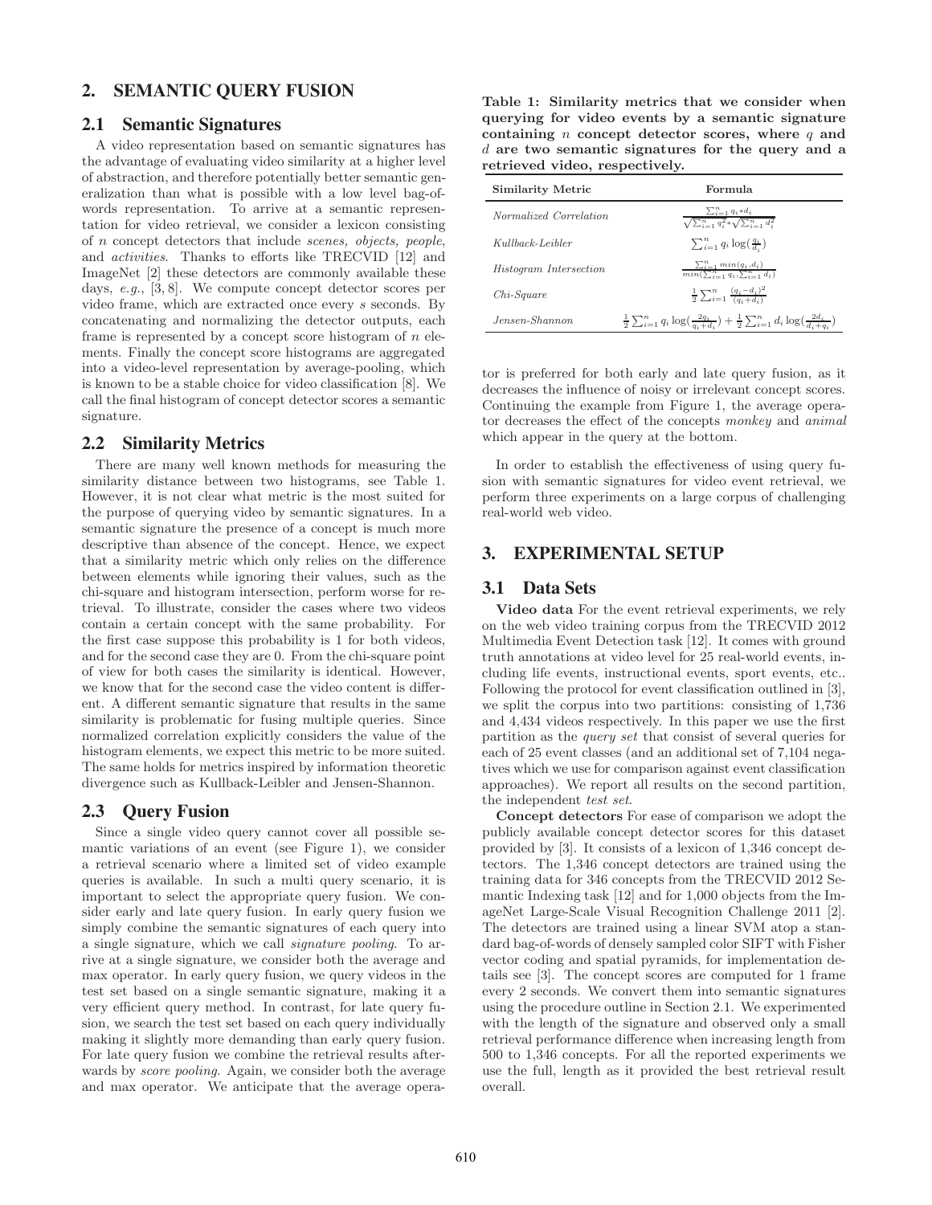## 2. SEMANTIC QUERY FUSION

### 2.1 Semantic Signatures

A video representation based on semantic signatures has the advantage of evaluating video similarity at a higher level of abstraction, and therefore potentially better semantic generalization than what is possible with a low level bag-of-words representation. To arrive at a semantic representation for video retrieval, we consider a lexicon consisting of $n$ concept detectors that include *scenes, objects, people*, and *activities*. Thanks to efforts like TRECVID [12] and ImageNet [2] these detectors are commonly available these days, *e.g.*, [3, 8]. We compute concept detector scores per video frame, which are extracted once every $s$ seconds. By concatenating and normalizing the detector outputs, each frame is represented by a concept score histogram of $n$ elements. Finally the concept score histograms are aggregated into a video-level representation by average-pooling, which is known to be a stable choice for video classification [8]. We call the final histogram of concept detector scores a semantic signature.

### 2.2 Similarity Metrics

There are many well known methods for measuring the similarity distance between two histograms, see Table 1. However, it is not clear what metric is the most suited for the purpose of querying video by semantic signatures. In a semantic signature the presence of a concept is much more descriptive than absence of the concept. Hence, we expect that a similarity metric which only relies on the difference between elements while ignoring their values, such as the chi-square and histogram intersection, perform worse for retrieval. To illustrate, consider the cases where two videos contain a certain concept with the same probability. For the first case suppose this probability is 1 for both videos, and for the second case they are 0. From the chi-square point of view for both cases the similarity is identical. However, we know that for the second case the video content is different. A different semantic signature that results in the same similarity is problematic for fusing multiple queries. Since normalized correlation explicitly considers the value of the histogram elements, we expect this metric to be more suited. The same holds for metrics inspired by information theoretic divergence such as Kullback-Leibler and Jensen-Shannon.

### 2.3 Query Fusion

Since a single video query cannot cover all possible semantic variations of an event (see Figure 1), we consider a retrieval scenario where a limited set of video example queries is available. In such a multi query scenario, it is important to select the appropriate query fusion. We consider early and late query fusion. In early query fusion we simply combine the semantic signatures of each query into a single signature, which we call *signature pooling*. To arrive at a single signature, we consider both the average and max operator. In early query fusion, we query videos in the test set based on a single semantic signature, making it a very efficient query method. In contrast, for late query fusion, we search the test set based on each query individually making it slightly more demanding than early query fusion. For late query fusion we combine the retrieval results afterwards by *score pooling*. Again, we consider both the average and max operator. We anticipate that the average operator is preferred for both early and late query fusion, as it decreases the influence of noisy or irrelevant concept scores. Continuing the example from Figure 1, the average operator decreases the effect of the concepts *monkey* and *animal* which appear in the query at the bottom.

**Table 1: Similarity metrics that we consider when querying for video events by a semantic signature containing $n$ concept detector scores, where $q$ and $d$ are two semantic signatures for the query and a retrieved video, respectively.**

| Similarity Metric | Formula |
|---|---|
| *Normalized Correlation* | $\frac{\sum_{i=1}^{n} q_i * d_i}{\sqrt{\sum_{i=1}^{n} q_i^2} * \sqrt{\sum_{i=1}^{n} d_i^2}}$ |
| *Kullback-Leibler* | $\sum_{i=1}^{n} q_i \log(\frac{q_i}{d_i})$ |
| *Histogram Intersection* | $\frac{\sum_{i=1}^{n} min(q_i, d_i)}{min(\sum_{i=1}^{n} q_i, \sum_{i=1}^{n} d_i)}$ |
| *Chi-Square* | $\frac{1}{2} \sum_{i=1}^{n} \frac{(q_i - d_i)^2}{(q_i + d_i)}$ |
| *Jensen-Shannon* | $\frac{1}{2} \sum_{i=1}^{n} q_i \log(\frac{2q_i}{q_i + d_i}) + \frac{1}{2} \sum_{i=1}^{n} d_i \log(\frac{2d_i}{d_i + q_i})$ |

In order to establish the effectiveness of using query fusion with semantic signatures for video event retrieval, we perform three experiments on a large corpus of challenging real-world web video.

## 3. EXPERIMENTAL SETUP

### 3.1 Data Sets

**Video data** For the event retrieval experiments, we rely on the web video training corpus from the TRECVID 2012 Multimedia Event Detection task [12]. It comes with ground truth annotations at video level for 25 real-world events, including life events, instructional events, sport events, etc.. Following the protocol for event classification outlined in [3], we split the corpus into two partitions: consisting of 1,736 and 4,434 videos respectively. In this paper we use the first partition as the *query set* that consist of several queries for each of 25 event classes (and an additional set of 7,104 negatives which we use for comparison against event classification approaches). We report all results on the second partition, the independent *test set*.

**Concept detectors** For ease of comparison we adopt the publicly available concept detector scores for this dataset provided by [3]. It consists of a lexicon of 1,346 concept detectors. The 1,346 concept detectors are trained using the training data for 346 concepts from the TRECVID 2012 Semantic Indexing task [12] and for 1,000 objects from the ImageNet Large-Scale Visual Recognition Challenge 2011 [2]. The detectors are trained using a linear SVM atop a standard bag-of-words of densely sampled color SIFT with Fisher vector coding and spatial pyramids, for implementation details see [3]. The concept scores are computed for 1 frame every 2 seconds. We convert them into semantic signatures using the procedure outline in Section 2.1. We experimented with the length of the signature and observed only a small retrieval performance difference when increasing length from 500 to 1,346 concepts. For all the reported experiments we use the full, length as it provided the best retrieval result overall.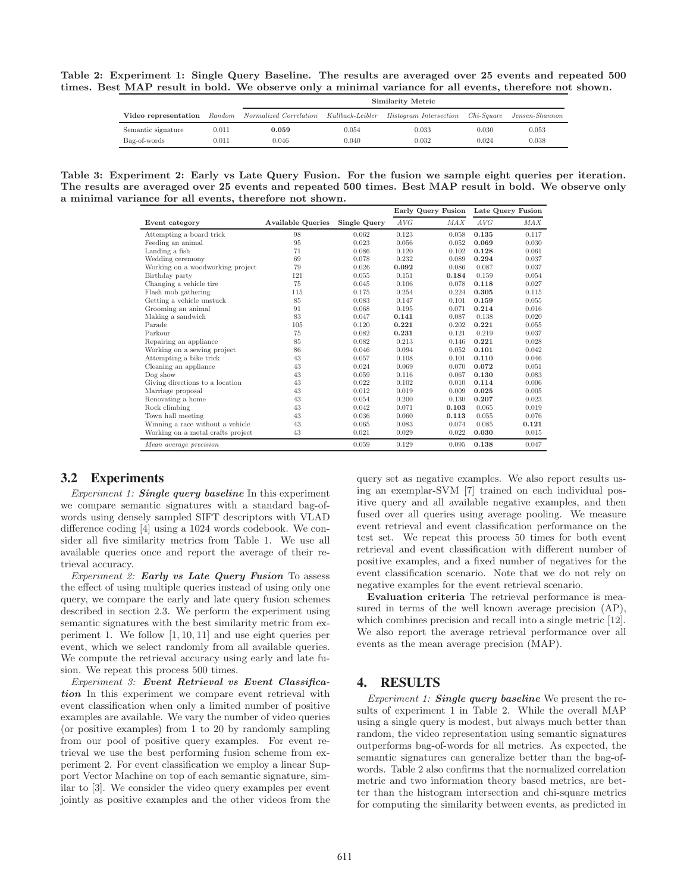**Table 2: Experiment 1: Single Query Baseline. The results are averaged over 25 events and repeated 500 times. Best MAP result in bold. We observe only a minimal variance for all events, therefore not shown.**

| | | Similarity Metric | | | | |
|---|---|---|---|---|---|---|
| **Video representation** | *Random* | *Normalized Correlation* | *Kullback-Leibler* | *Histogram Intersection* | *Chi-Square* | *Jensen-Shannon* |
| Semantic signature | 0.011 | **0.059** | 0.054 | 0.033 | 0.030 | 0.053 |
| Bag-of-words | 0.011 | 0.046 | 0.040 | 0.032 | 0.024 | 0.038 |

**Table 3: Experiment 2: Early vs Late Query Fusion. For the fusion we sample eight queries per iteration. The results are averaged over 25 events and repeated 500 times. Best MAP result in bold. We observe only a minimal variance for all events, therefore not shown.**

| | | | Early Query Fusion | | Late Query Fusion | |
|---|---|---|---|---|---|---|
| **Event category** | **Available Queries** | **Single Query** | *AVG* | *MAX* | *AVG* | *MAX* |
| Attempting a board trick | 98 | 0.062 | 0.123 | 0.058 | **0.135** | 0.117 |
| Feeding an animal | 95 | 0.023 | 0.056 | 0.052 | **0.069** | 0.030 |
| Landing a fish | 71 | 0.086 | 0.120 | 0.102 | **0.128** | 0.061 |
| Wedding ceremony | 69 | 0.078 | 0.232 | 0.089 | **0.294** | 0.037 |
| Working on a woodworking project | 79 | 0.026 | **0.092** | 0.086 | 0.087 | 0.037 |
| Birthday party | 121 | 0.055 | 0.151 | **0.184** | 0.159 | 0.054 |
| Changing a vehicle tire | 75 | 0.045 | 0.106 | 0.078 | **0.118** | 0.027 |
| Flash mob gathering | 115 | 0.175 | 0.254 | 0.224 | **0.305** | 0.115 |
| Getting a vehicle unstuck | 85 | 0.083 | 0.147 | 0.101 | **0.159** | 0.055 |
| Grooming an animal | 91 | 0.068 | 0.195 | 0.071 | **0.214** | 0.016 |
| Making a sandwich | 83 | 0.047 | **0.141** | 0.087 | 0.138 | 0.020 |
| Parade | 105 | 0.120 | **0.221** | 0.202 | **0.221** | 0.055 |
| Parkour | 75 | 0.082 | **0.231** | 0.121 | 0.219 | 0.037 |
| Repairing an appliance | 85 | 0.082 | 0.213 | 0.146 | **0.221** | 0.028 |
| Working on a sewing project | 86 | 0.046 | 0.094 | 0.052 | **0.101** | 0.042 |
| Attempting a bike trick | 43 | 0.057 | 0.108 | 0.101 | **0.110** | 0.046 |
| Cleaning an appliance | 43 | 0.024 | 0.069 | 0.070 | **0.072** | 0.051 |
| Dog show | 43 | 0.059 | 0.116 | 0.067 | **0.130** | 0.083 |
| Giving directions to a location | 43 | 0.022 | 0.102 | 0.010 | **0.114** | 0.006 |
| Marriage proposal | 43 | 0.012 | 0.019 | 0.009 | **0.025** | 0.005 |
| Renovating a home | 43 | 0.054 | 0.200 | 0.130 | **0.207** | 0.023 |
| Rock climbing | 43 | 0.042 | 0.071 | **0.103** | 0.065 | 0.019 |
| Town hall meeting | 43 | 0.036 | 0.060 | **0.113** | 0.055 | 0.076 |
| Winning a race without a vehicle | 43 | 0.065 | 0.083 | 0.074 | 0.085 | **0.121** |
| Working on a metal crafts project | 43 | 0.021 | 0.029 | 0.022 | **0.030** | 0.015 |
| *Mean average precision* | | 0.059 | 0.129 | 0.095 | **0.138** | 0.047 |

## 3.2 Experiments

*Experiment 1:* ***Single query baseline*** In this experiment we compare semantic signatures with a standard bag-of-words using densely sampled SIFT descriptors with VLAD difference coding [4] using a 1024 words codebook. We consider all five similarity metrics from Table 1. We use all available queries once and report the average of their retrieval accuracy.

*Experiment 2:* ***Early vs Late Query Fusion*** To assess the effect of using multiple queries instead of using only one query, we compare the early and late query fusion schemes described in section 2.3. We perform the experiment using semantic signatures with the best similarity metric from experiment 1. We follow [1, 10, 11] and use eight queries per event, which we select randomly from all available queries. We compute the retrieval accuracy using early and late fusion. We repeat this process 500 times.

*Experiment 3:* ***Event Retrieval vs Event Classification*** In this experiment we compare event retrieval with event classification when only a limited number of positive examples are available. We vary the number of video queries (or positive examples) from 1 to 20 by randomly sampling from our pool of positive query examples. For event retrieval we use the best performing fusion scheme from experiment 2. For event classification we employ a linear Support Vector Machine on top of each semantic signature, similar to [3]. We consider the video query examples per event jointly as positive examples and the other videos from the query set as negative examples. We also report results using an exemplar-SVM [7] trained on each individual positive query and all available negative examples, and then fused over all queries using average pooling. We measure event retrieval and event classification performance on the test set. We repeat this process 50 times for both event retrieval and event classification with different number of positive examples, and a fixed number of negatives for the event classification scenario. Note that we do not rely on negative examples for the event retrieval scenario.

**Evaluation criteria** The retrieval performance is measured in terms of the well known average precision (AP), which combines precision and recall into a single metric [12]. We also report the average retrieval performance over all events as the mean average precision (MAP).

# 4. RESULTS

*Experiment 1:* ***Single query baseline*** We present the results of experiment 1 in Table 2. While the overall MAP using a single query is modest, but always much better than random, the video representation using semantic signatures outperforms bag-of-words for all metrics. As expected, the semantic signatures can generalize better than the bag-of-words. Table 2 also confirms that the normalized correlation metric and two information theory based metrics, are better than the histogram intersection and chi-square metrics for computing the similarity between events, as predicted in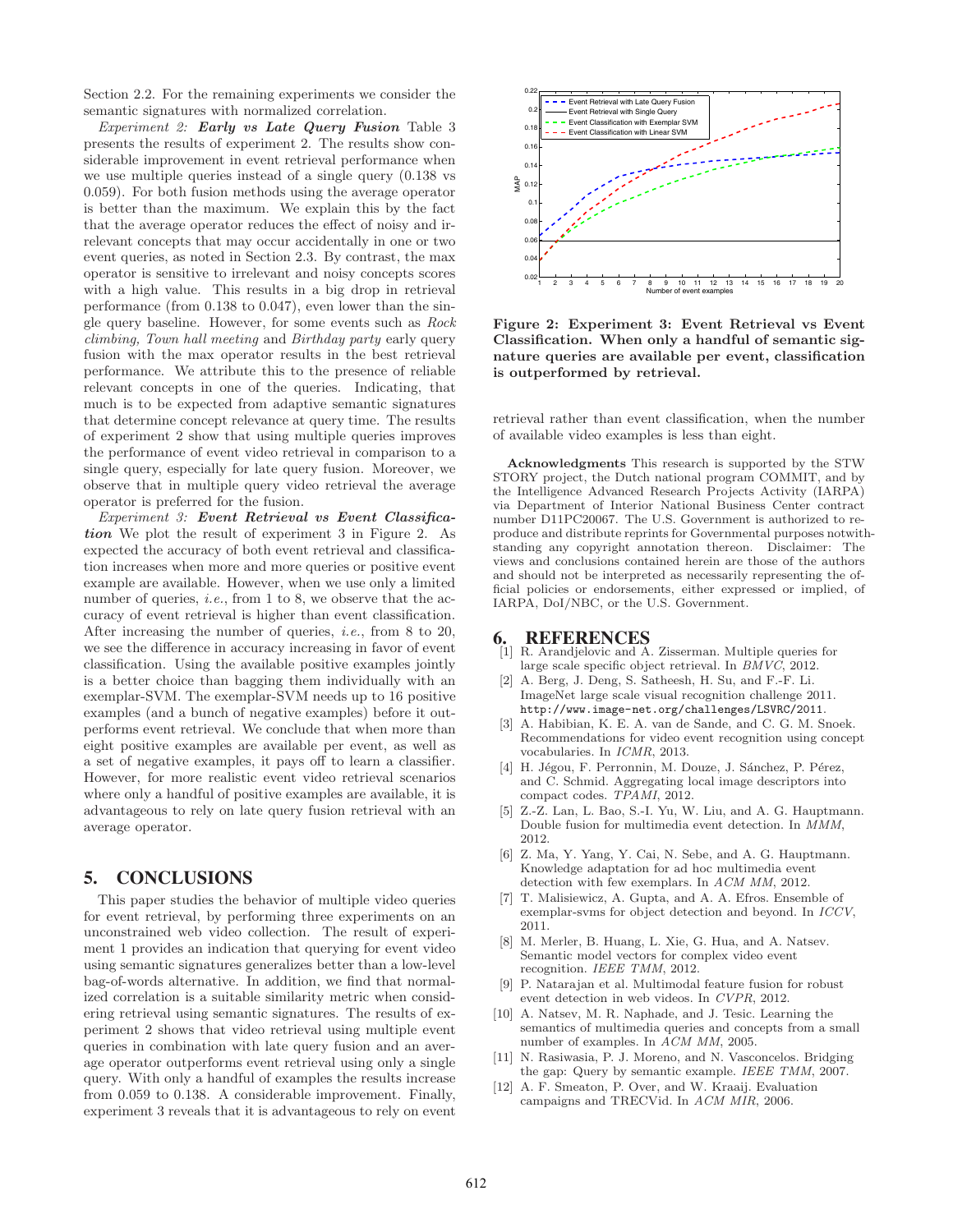Section 2.2. For the remaining experiments we consider the semantic signatures with normalized correlation.

*Experiment 2:* ***Early vs Late Query Fusion*** Table 3 presents the results of experiment 2. The results show considerable improvement in event retrieval performance when we use multiple queries instead of a single query (0.138 vs 0.059). For both fusion methods using the average operator is better than the maximum. We explain this by the fact that the average operator reduces the effect of noisy and irrelevant concepts that may occur accidentally in one or two event queries, as noted in Section 2.3. By contrast, the max operator is sensitive to irrelevant and noisy concepts scores with a high value. This results in a big drop in retrieval performance (from 0.138 to 0.047), even lower than the single query baseline. However, for some events such as *Rock climbing*, *Town hall meeting* and *Birthday party* early query fusion with the max operator results in the best retrieval performance. We attribute this to the presence of reliable relevant concepts in one of the queries. Indicating, that much is to be expected from adaptive semantic signatures that determine concept relevance at query time. The results of experiment 2 show that using multiple queries improves the performance of event video retrieval in comparison to a single query, especially for late query fusion. Moreover, we observe that in multiple query video retrieval the average operator is preferred for the fusion.

*Experiment 3:* ***Event Retrieval vs Event Classification*** We plot the result of experiment 3 in Figure 2. As expected the accuracy of both event retrieval and classification increases when more and more queries or positive event example are available. However, when we use only a limited number of queries, *i.e.*, from 1 to 8, we observe that the accuracy of event retrieval is higher than event classification. After increasing the number of queries, *i.e.*, from 8 to 20, we see the difference in accuracy increasing in favor of event classification. Using the available positive examples jointly is a better choice than bagging them individually with an exemplar-SVM. The exemplar-SVM needs up to 16 positive examples (and a bunch of negative examples) before it outperforms event retrieval. We conclude that when more than eight positive examples are available per event, as well as a set of negative examples, it pays off to learn a classifier. However, for more realistic event video retrieval scenarios where only a handful of positive examples are available, it is advantageous to rely on late query fusion retrieval with an average operator.

## 5. CONCLUSIONS

This paper studies the behavior of multiple video queries for event retrieval, by performing three experiments on an unconstrained web video collection. The result of experiment 1 provides an indication that querying for event video using semantic signatures generalizes better than a low-level bag-of-words alternative. In addition, we find that normalized correlation is a suitable similarity metric when considering retrieval using semantic signatures. The results of experiment 2 shows that video retrieval using multiple event queries in combination with late query fusion and an average operator outperforms event retrieval using only a single query. With only a handful of examples the results increase from 0.059 to 0.138. A considerable improvement. Finally, experiment 3 reveals that it is advantageous to rely on event retrieval rather than event classification, when the number of available video examples is less than eight.

Event Retrieval with Late Query Fusion
Event Retrieval with Single Query
Event Classification with Exemplar SVM
Event Classification with Linear SVM
MAP
0.22
0.2
0.18
0.16
0.14
0.12
0.1
0.08
0.06
0.04
0.02
1 2 3 4 5 6 7 8 9 10 11 12 13 14 15 16 17 18 19 20
Number of event examples

**Figure 2: Experiment 3: Event Retrieval vs Event Classification. When only a handful of semantic signature queries are available per event, classification is outperformed by retrieval.**

**Acknowledgments** This research is supported by the STW STORY project, the Dutch national program COMMIT, and by the Intelligence Advanced Research Projects Activity (IARPA) via Department of Interior National Business Center contract number D11PC20067. The U.S. Government is authorized to reproduce and distribute reprints for Governmental purposes notwithstanding any copyright annotation thereon. Disclaimer: The views and conclusions contained herein are those of the authors and should not be interpreted as necessarily representing the official policies or endorsements, either expressed or implied, of IARPA, DoI/NBC, or the U.S. Government.

## 6. REFERENCES

[1] R. Arandjelovic and A. Zisserman. Multiple queries for large scale specific object retrieval. In *BMVC*, 2012.

[2] A. Berg, J. Deng, S. Satheesh, H. Su, and F.-F. Li. ImageNet large scale visual recognition challenge 2011. http://www.image-net.org/challenges/LSVRC/2011.

[3] A. Habibian, K. E. A. van de Sande, and C. G. M. Snoek. Recommendations for video event recognition using concept vocabularies. In *ICMR*, 2013.

[4] H. Jégou, F. Perronnin, M. Douze, J. Sánchez, P. Pérez, and C. Schmid. Aggregating local image descriptors into compact codes. *TPAMI*, 2012.

[5] Z.-Z. Lan, L. Bao, S.-I. Yu, W. Liu, and A. G. Hauptmann. Double fusion for multimedia event detection. In *MMM*, 2012.

[6] Z. Ma, Y. Yang, Y. Cai, N. Sebe, and A. G. Hauptmann. Knowledge adaptation for ad hoc multimedia event detection with few exemplars. In *ACM MM*, 2012.

[7] T. Malisiewicz, A. Gupta, and A. A. Efros. Ensemble of exemplar-svms for object detection and beyond. In *ICCV*, 2011.

[8] M. Merler, B. Huang, L. Xie, G. Hua, and A. Natsev. Semantic model vectors for complex video event recognition. *IEEE TMM*, 2012.

[9] P. Natarajan et al. Multimodal feature fusion for robust event detection in web videos. In *CVPR*, 2012.

[10] A. Natsev, M. R. Naphade, and J. Tesic. Learning the semantics of multimedia queries and concepts from a small number of examples. In *ACM MM*, 2005.

[11] N. Rasiwasia, P. J. Moreno, and N. Vasconcelos. Bridging the gap: Query by semantic example. *IEEE TMM*, 2007.

[12] A. F. Smeaton, P. Over, and W. Kraaij. Evaluation campaigns and TRECVid. In *ACM MIR*, 2006.